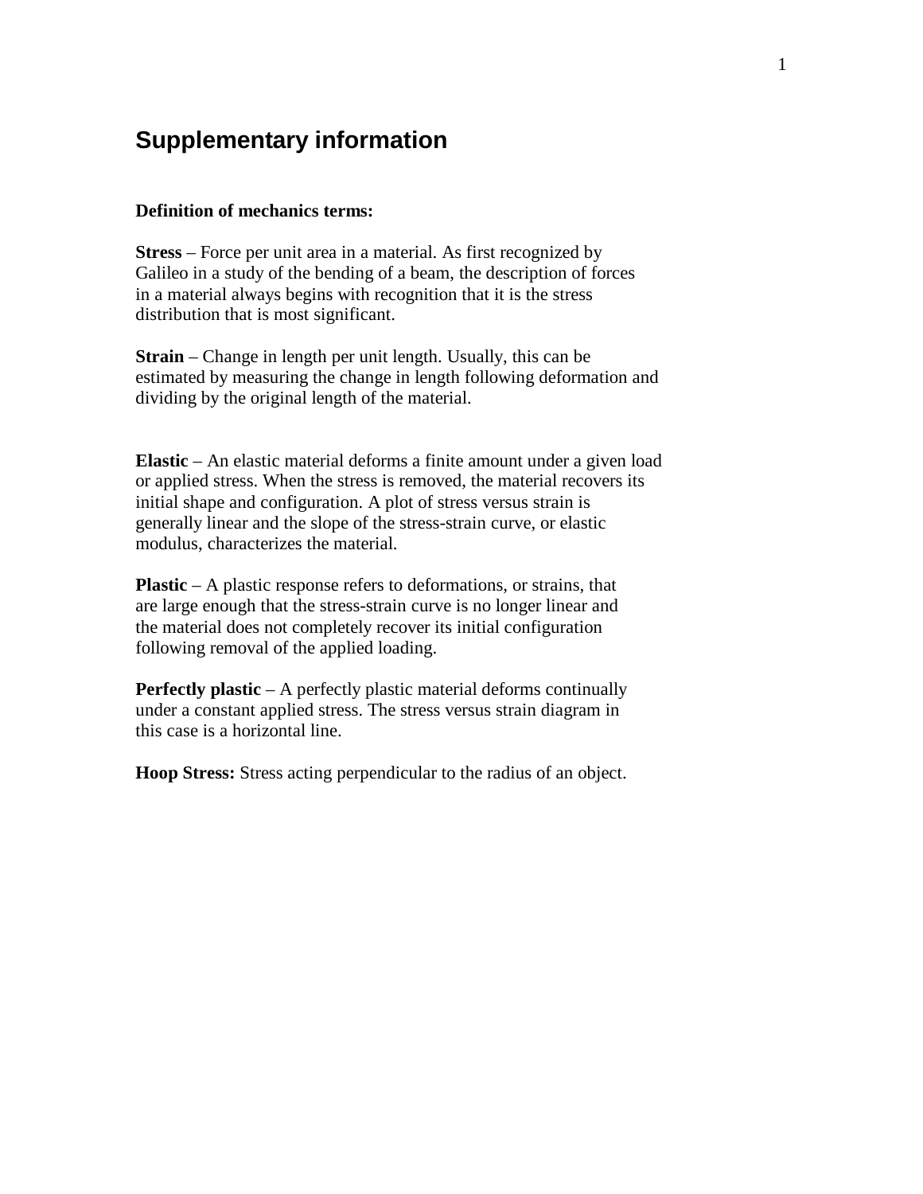# Supplementary information

**Definition of mechanics terms:**

**Stress** – Force per unit area in a material. As first recognized by Galileo in a study of the bending of a beam, the description of forces in a material always begins with recognition that it is the stress distribution that is most significant.

**Strain** – Change in length per unit length. Usually, this can be estimated by measuring the change in length following deformation and dividing by the original length of the material.

**Elastic** – An elastic material deforms a finite amount under a given load or applied stress. When the stress is removed, the material recovers its initial shape and configuration. A plot of stress versus strain is generally linear and the slope of the stress-strain curve, or elastic modulus, characterizes the material.

**Plastic** – A plastic response refers to deformations, or strains, that are large enough that the stress-strain curve is no longer linear and the material does not completely recover its initial configuration following removal of the applied loading.

**Perfectly plastic** – A perfectly plastic material deforms continually under a constant applied stress. The stress versus strain diagram in this case is a horizontal line.

**Hoop Stress:** Stress acting perpendicular to the radius of an object.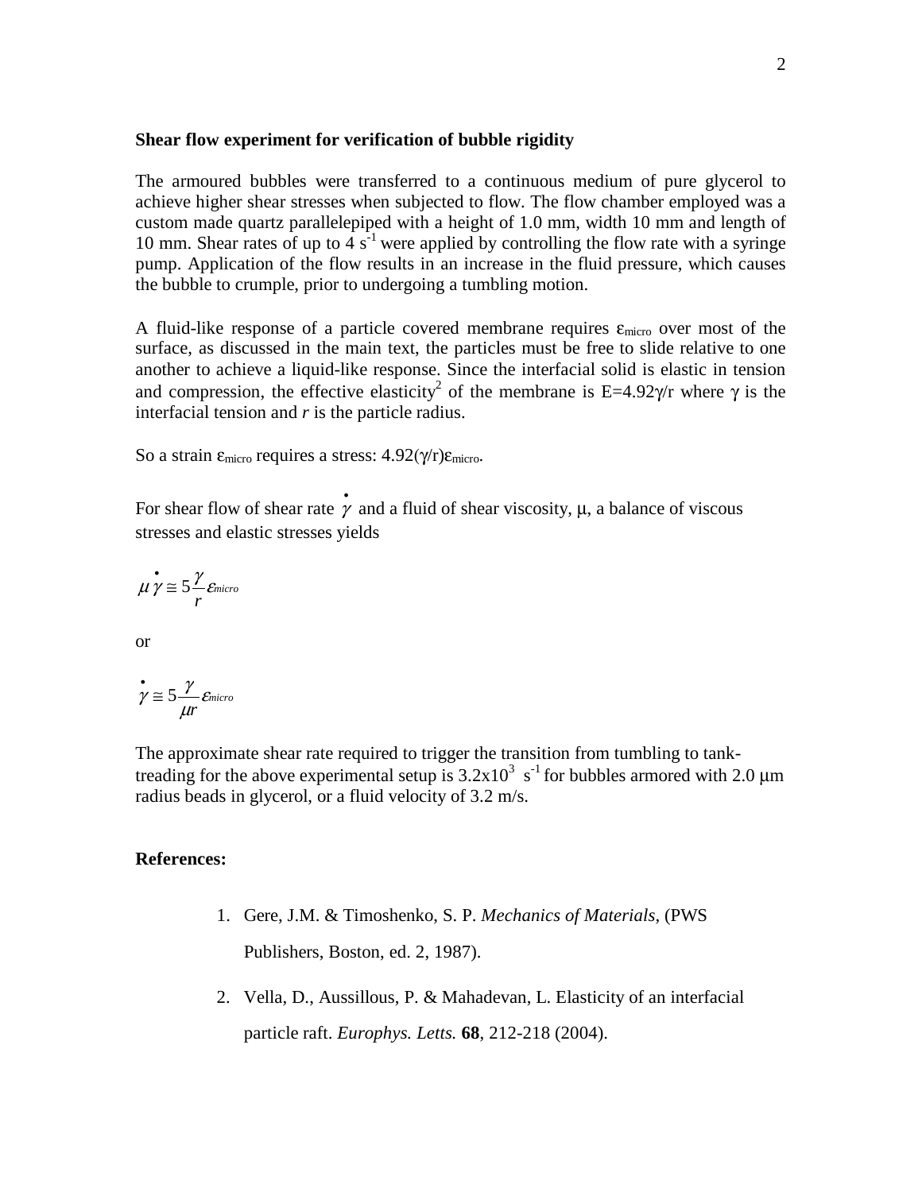**Shear flow experiment for verification of bubble rigidity**

The armoured bubbles were transferred to a continuous medium of pure glycerol to achieve higher shear stresses when subjected to flow. The flow chamber employed was a custom made quartz parallelepiped with a height of 1.0 mm, width 10 mm and length of 10 mm. Shear rates of up to 4 $s^{-1}$ were applied by controlling the flow rate with a syringe pump. Application of the flow results in an increase in the fluid pressure, which causes the bubble to crumple, prior to undergoing a tumbling motion.

A fluid-like response of a particle covered membrane requires $\varepsilon_{micro}$ over most of the surface, as discussed in the main text, the particles must be free to slide relative to one another to achieve a liquid-like response. Since the interfacial solid is elastic in tension and compression, the effective elasticity[2] of the membrane is $E=4.92\gamma/r$ where $\gamma$ is the interfacial tension and *r* is the particle radius.

So a strain $\varepsilon_{micro}$ requires a stress: $4.92(\gamma/r)\varepsilon_{micro}$.

For shear flow of shear rate $\dot{\gamma}$ and a fluid of shear viscosity, $\mu$, a balance of viscous stresses and elastic stresses yields

$$\mu\dot{\gamma} \cong 5\frac{\gamma}{r}\varepsilon_{micro}$$

or

$$\dot{\gamma} \cong 5\frac{\gamma}{\mu r}\varepsilon_{micro}$$

The approximate shear rate required to trigger the transition from tumbling to tank-treading for the above experimental setup is $3.2\times10^{3}$ $s^{-1}$ for bubbles armored with 2.0 μm radius beads in glycerol, or a fluid velocity of 3.2 m/s.

**References:**

1. Gere, J.M. & Timoshenko, S. P. *Mechanics of Materials*, (PWS Publishers, Boston, ed. 2, 1987).
2. Vella, D., Aussillous, P. & Mahadevan, L. Elasticity of an interfacial particle raft. *Europhys. Letts.* **68**, 212-218 (2004).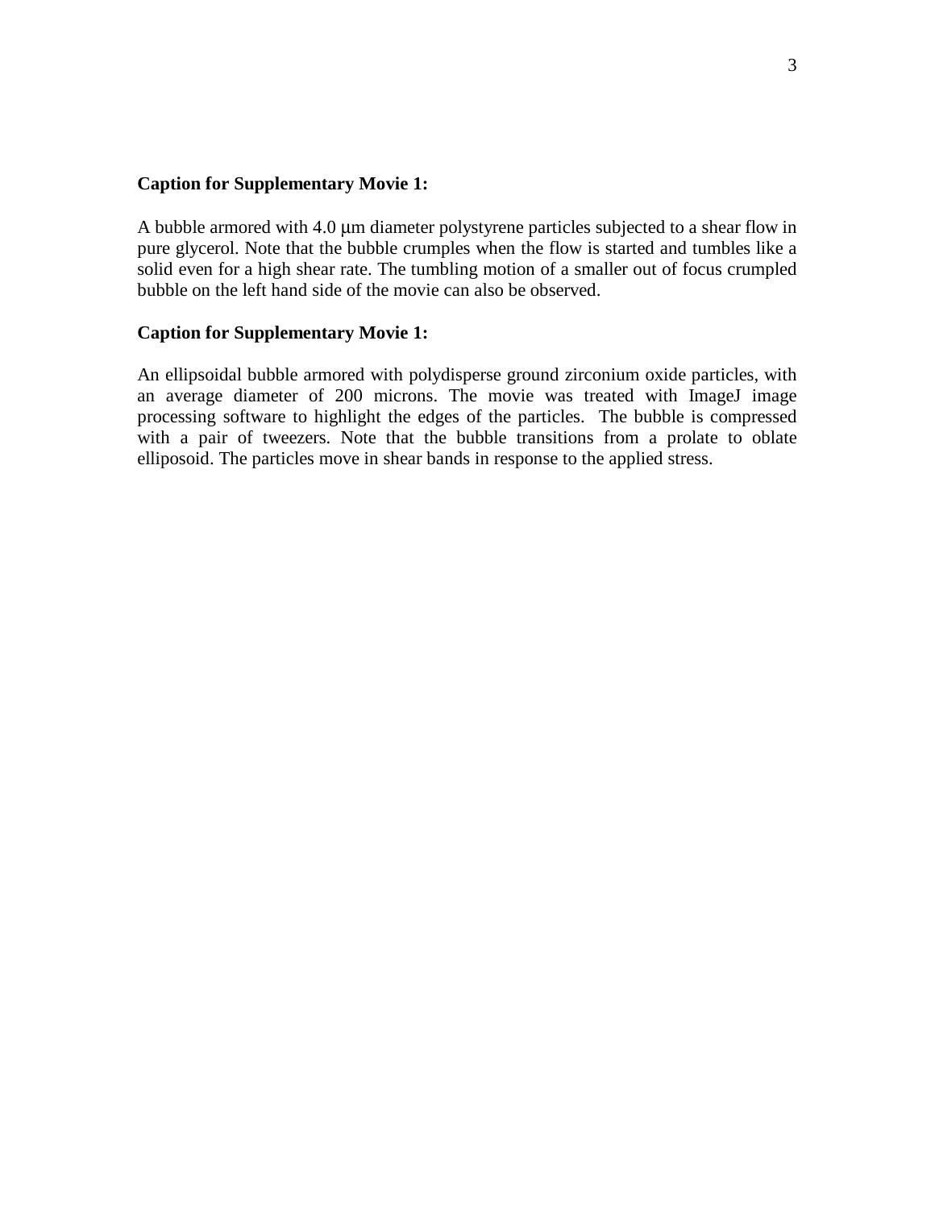**Caption for Supplementary Movie 1:**

A bubble armored with 4.0 μm diameter polystyrene particles subjected to a shear flow in pure glycerol. Note that the bubble crumples when the flow is started and tumbles like a solid even for a high shear rate. The tumbling motion of a smaller out of focus crumpled bubble on the left hand side of the movie can also be observed.

**Caption for Supplementary Movie 1:**

An ellipsoidal bubble armored with polydisperse ground zirconium oxide particles, with an average diameter of 200 microns. The movie was treated with ImageJ image processing software to highlight the edges of the particles. The bubble is compressed with a pair of tweezers. Note that the bubble transitions from a prolate to oblate elliposoid. The particles move in shear bands in response to the applied stress.